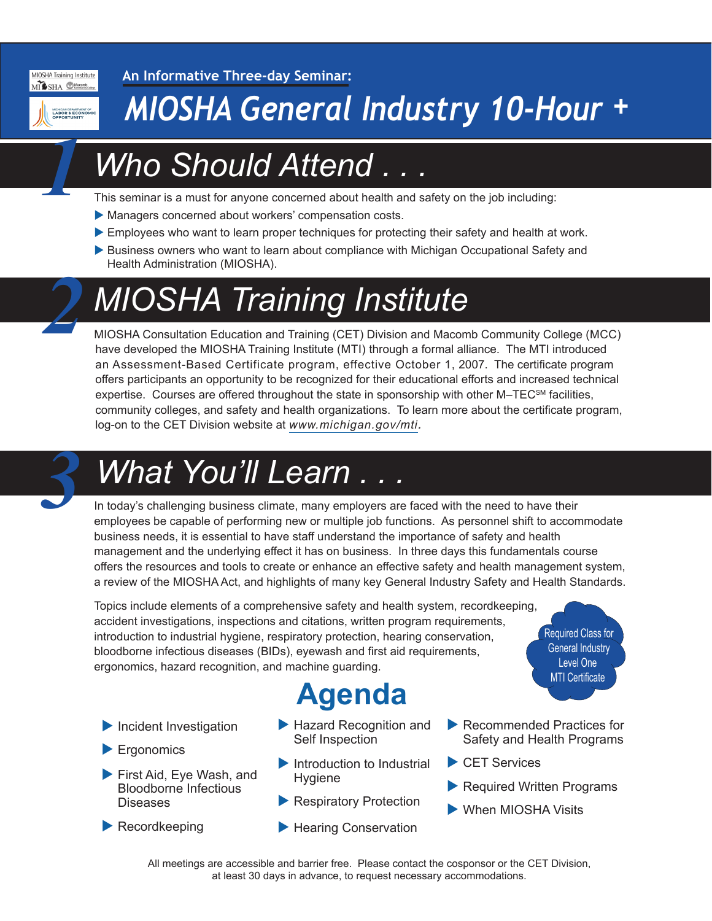An Informative Three-day Seminar:

# MIOSHA General Industry 10-Hour +

## 1 Who Should Attend . . .

This seminar is a must for anyone concerned about health and safety on the job including:

- Managers concerned about workers' compensation costs.
- Employees who want to learn proper techniques for protecting their safety and health at work.
- Business owners who want to learn about compliance with Michigan Occupational Safety and Health Administration (MIOSHA).

## 2 MIOSHA Training Institute

MIOSHA Consultation Education and Training (CET) Division and Macomb Community College (MCC) have developed the MIOSHA Training Institute (MTI) through a formal alliance. The MTI introduced an Assessment-Based Certificate program, effective October 1, 2007. The certificate program offers participants an opportunity to be recognized for their educational efforts and increased technical expertise. Courses are offered throughout the state in sponsorship with other M–TEC[SM] facilities, community colleges, and safety and health organizations. To learn more about the certificate program, log-on to the CET Division website at *www.michigan.gov/mti*.

## 3 What You'll Learn . . .

In today's challenging business climate, many employers are faced with the need to have their employees be capable of performing new or multiple job functions. As personnel shift to accommodate business needs, it is essential to have staff understand the importance of safety and health management and the underlying effect it has on business. In three days this fundamentals course offers the resources and tools to create or enhance an effective safety and health management system, a review of the MIOSHA Act, and highlights of many key General Industry Safety and Health Standards.

Topics include elements of a comprehensive safety and health system, recordkeeping, accident investigations, inspections and citations, written program requirements, introduction to industrial hygiene, respiratory protection, hearing conservation, bloodborne infectious diseases (BIDs), eyewash and first aid requirements, ergonomics, hazard recognition, and machine guarding.

Required Class for General Industry Level One MTI Certificate

## Agenda

- Incident Investigation
- Ergonomics
- First Aid, Eye Wash, and Bloodborne Infectious Diseases
- Recordkeeping
- Hazard Recognition and Self Inspection
- Introduction to Industrial Hygiene
- Respiratory Protection
- Hearing Conservation
- Recommended Practices for Safety and Health Programs
- CET Services
- Required Written Programs
- When MIOSHA Visits

All meetings are accessible and barrier free. Please contact the cosponsor or the CET Division, at least 30 days in advance, to request necessary accommodations.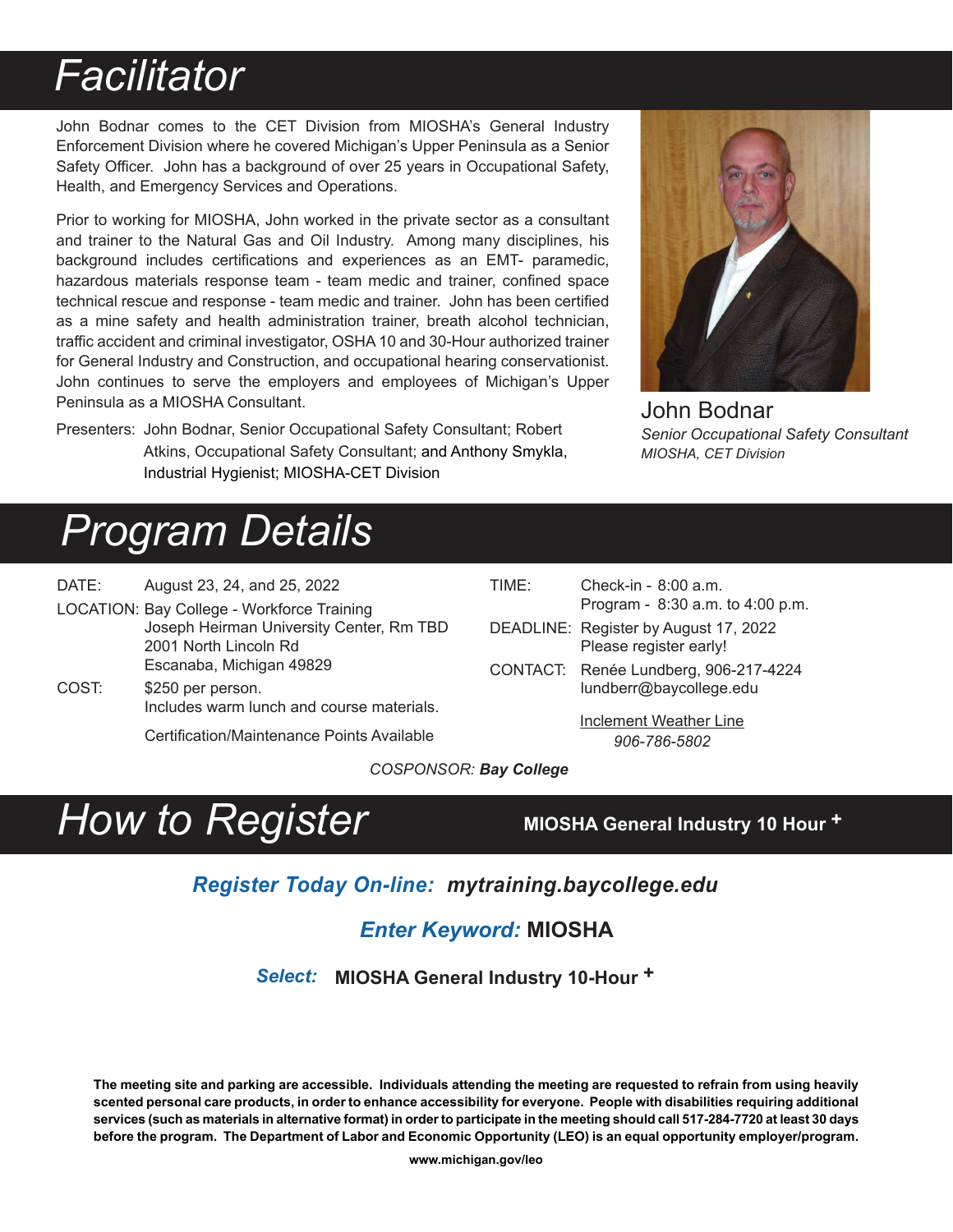# Facilitator

John Bodnar comes to the CET Division from MIOSHA's General Industry Enforcement Division where he covered Michigan's Upper Peninsula as a Senior Safety Officer. John has a background of over 25 years in Occupational Safety, Health, and Emergency Services and Operations.

Prior to working for MIOSHA, John worked in the private sector as a consultant and trainer to the Natural Gas and Oil Industry. Among many disciplines, his background includes certifications and experiences as an EMT- paramedic, hazardous materials response team - team medic and trainer, confined space technical rescue and response - team medic and trainer. John has been certified as a mine safety and health administration trainer, breath alcohol technician, traffic accident and criminal investigator, OSHA 10 and 30-Hour authorized trainer for General Industry and Construction, and occupational hearing conservationist. John continues to serve the employers and employees of Michigan's Upper Peninsula as a MIOSHA Consultant.

Presenters: John Bodnar, Senior Occupational Safety Consultant; Robert Atkins, Occupational Safety Consultant; and Anthony Smykla, Industrial Hygienist; MIOSHA-CET Division

John Bodnar
*Senior Occupational Safety Consultant*
*MIOSHA, CET Division*

# Program Details

DATE: August 23, 24, and 25, 2022

LOCATION: Bay College - Workforce Training
Joseph Heirman University Center, Rm TBD
2001 North Lincoln Rd
Escanaba, Michigan 49829

COST: $250 per person.
Includes warm lunch and course materials.

Certification/Maintenance Points Available

TIME: Check-in - 8:00 a.m.
Program - 8:30 a.m. to 4:00 p.m.

DEADLINE: Register by August 17, 2022
Please register early!

CONTACT: Renée Lundberg, 906-217-4224
lundberr@baycollege.edu

Inclement Weather Line
*906-786-5802*

*COSPONSOR:* ***Bay College***

# How to Register

**MIOSHA General Industry 10 Hour +**

***Register Today On-line:*** ***mytraining.baycollege.edu***

***Enter Keyword:*** **MIOSHA**

***Select:*** **MIOSHA General Industry 10-Hour +**

**The meeting site and parking are accessible. Individuals attending the meeting are requested to refrain from using heavily scented personal care products, in order to enhance accessibility for everyone. People with disabilities requiring additional services (such as materials in alternative format) in order to participate in the meeting should call 517-284-7720 at least 30 days before the program. The Department of Labor and Economic Opportunity (LEO) is an equal opportunity employer/program.**

**www.michigan.gov/leo**